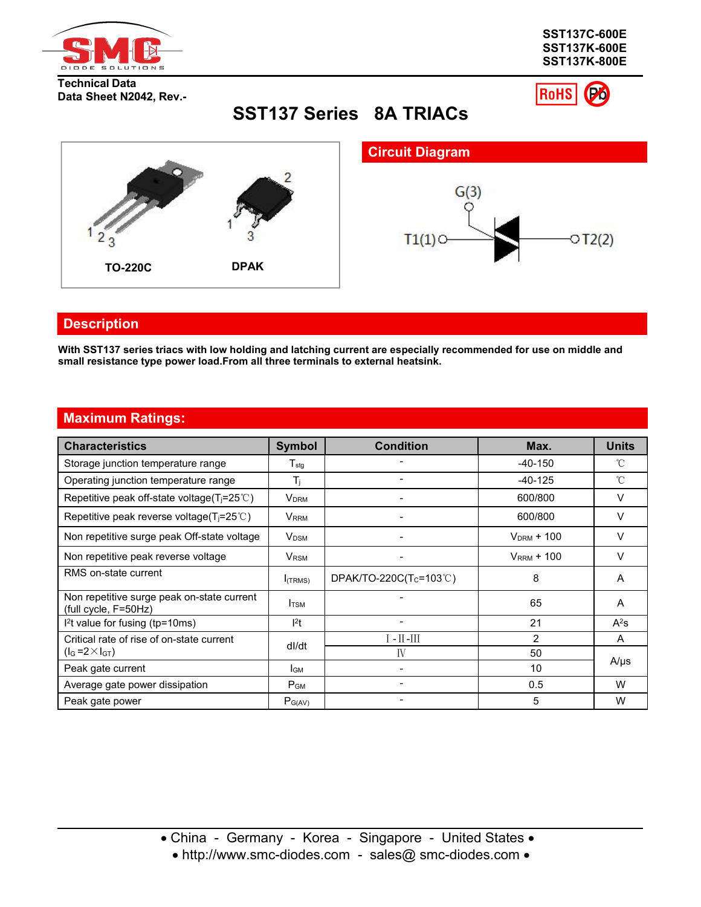SST137C-600E
SST137K-600E
SST137K-800E

Technical Data
Data Sheet N2042, Rev.-

# SST137 Series 8A TRIACs

TO-220C  DPAK

## Circuit Diagram

G(3)
T1(1)  T2(2)

## Description

**With SST137 series triacs with low holding and latching current are especially recommended for use on middle and small resistance type power load.From all three terminals to external heatsink.**

## Maximum Ratings:

| Characteristics | Symbol | Condition | Max. | Units |
|---|---|---|---|---|
| Storage junction temperature range | $T_{stg}$ | - | -40-150 | ℃ |
| Operating junction temperature range | $T_j$ | - | -40-125 | ℃ |
| Repetitive peak off-state voltage($T_j$=25℃) | $V_{DRM}$ | - | 600/800 | V |
| Repetitive peak reverse voltage($T_j$=25℃) | $V_{RRM}$ | - | 600/800 | V |
| Non repetitive surge peak Off-state voltage | $V_{DSM}$ | - | $V_{DRM}$ + 100 | V |
| Non repetitive peak reverse voltage | $V_{RSM}$ | - | $V_{RRM}$ + 100 | V |
| RMS on-state current | $I_{(TRMS)}$ | DPAK/TO-220C($T_C$=103℃) | 8 | A |
| Non repetitive surge peak on-state current (full cycle, F=50Hz) | $I_{TSM}$ | - | 65 | A |
| $I^2t$ value for fusing (tp=10ms) | $I^2t$ | - | 21 | $A^2s$ |
| Critical rate of rise of on-state current ($I_G$ =2×$I_{GT}$) | dI/dt | Ⅰ-Ⅱ-Ⅲ | 2 | A |
| | | Ⅳ | 50 | A/μs |
| Peak gate current | $I_{GM}$ | - | 10 | A/μs |
| Average gate power dissipation | $P_{GM}$ | - | 0.5 | W |
| Peak gate power | $P_{G(AV)}$ | - | 5 | W |

• China - Germany - Korea - Singapore - United States •
• http://www.smc-diodes.com - sales@ smc-diodes.com •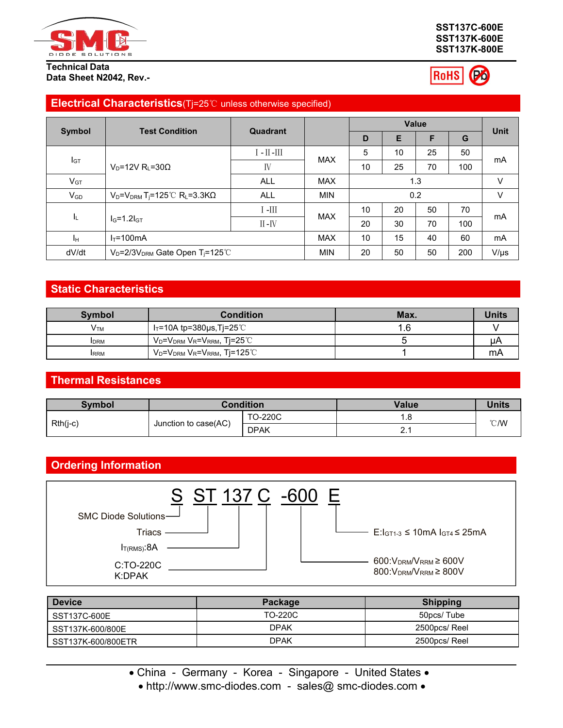SST137C-600E
SST137K-600E
SST137K-800E

Technical Data
Data Sheet N2042, Rev.-

## Electrical Characteristics (Tj=25℃ unless otherwise specified)

| Symbol | Test Condition | Quadrant | | Value D | Value E | Value F | Value G | Unit |
|---|---|---|---|---|---|---|---|---|
| $I_{GT}$ | $V_D$=12V $R_L$=30Ω | Ⅰ-Ⅱ-Ⅲ | MAX | 5 | 10 | 25 | 50 | mA |
| | | Ⅳ | | 10 | 25 | 70 | 100 | |
| $V_{GT}$ | | ALL | MAX | 1.3 | | | | V |
| $V_{GD}$ | $V_D$=$V_{DRM}$ $T_j$=125℃ $R_L$=3.3KΩ | ALL | MIN | 0.2 | | | | V |
| $I_L$ | $I_G$=1.2$I_{GT}$ | Ⅰ-Ⅲ | MAX | 10 | 20 | 50 | 70 | mA |
| | | Ⅱ-Ⅳ | | 20 | 30 | 70 | 100 | |
| $I_H$ | $I_T$=100mA | | MAX | 10 | 15 | 40 | 60 | mA |
| dV/dt | $V_D$=2/3$V_{DRM}$ Gate Open $T_j$=125℃ | | MIN | 20 | 50 | 50 | 200 | V/μs |

## Static Characteristics

| Symbol | Condition | Max. | Units |
|---|---|---|---|
| $V_{TM}$ | $I_T$=10A tp=380μs,Tj=25℃ | 1.6 | V |
| $I_{DRM}$ | $V_D$=$V_{DRM}$ $V_R$=$V_{RRM}$, Tj=25℃ | 5 | μA |
| $I_{RRM}$ | $V_D$=$V_{DRM}$ $V_R$=$V_{RRM}$, Tj=125℃ | 1 | mA |

## Thermal Resistances

| Symbol | Condition | | Value | Units |
|---|---|---|---|---|
| Rth(j-c) | Junction to case(AC) | TO-220C | 1.8 | ℃/W |
| | | DPAK | 2.1 | |

## Ordering Information

S ST 137 C -600 E

- S: SMC Diode Solutions
- ST: Triacs
- 137: $I_{T(RMS)}$:8A
- C: C:TO-220C, K:DPAK
- -600: 600:$V_{DRM}$/$V_{RRM}$ ≥ 600V; 800:$V_{DRM}$/$V_{RRM}$ ≥ 800V
- E: E:$I_{GT1-3}$ ≤ 10mA $I_{GT4}$ ≤ 25mA

| Device | Package | Shipping |
|---|---|---|
| SST137C-600E | TO-220C | 50pcs/ Tube |
| SST137K-600/800E | DPAK | 2500pcs/ Reel |
| SST137K-600/800ETR | DPAK | 2500pcs/ Reel |

• China - Germany - Korea - Singapore - United States •
• http://www.smc-diodes.com - sales@ smc-diodes.com •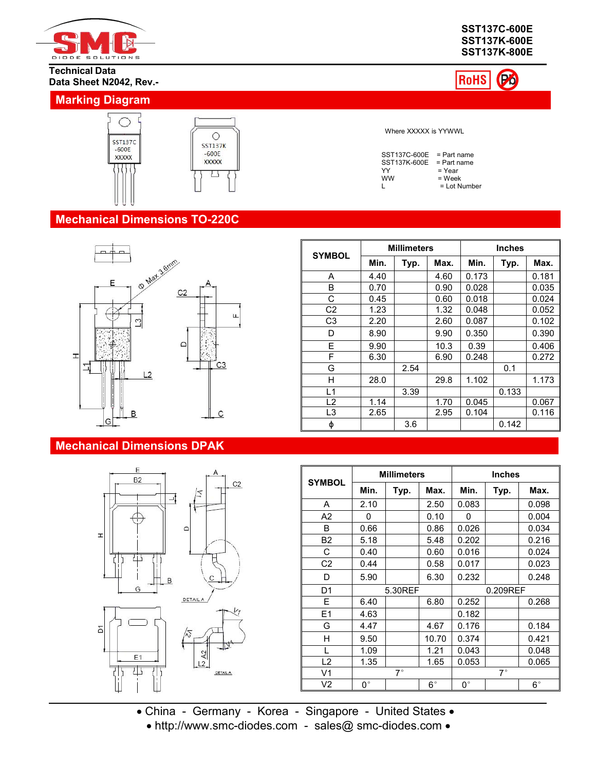SST137C-600E
SST137K-600E
SST137K-800E

Technical Data
Data Sheet N2042, Rev.-

## Marking Diagram

Where XXXXX is YYWWL

SST137C-600E = Part name
SST137K-600E = Part name
YY = Year
WW = Week
L = Lot Number

## Mechanical Dimensions TO-220C

| SYMBOL | Millimeters | | | Inches | | |
|---|---|---|---|---|---|---|
| | Min. | Typ. | Max. | Min. | Typ. | Max. |
| A | 4.40 | | 4.60 | 0.173 | | 0.181 |
| B | 0.70 | | 0.90 | 0.028 | | 0.035 |
| C | 0.45 | | 0.60 | 0.018 | | 0.024 |
| C2 | 1.23 | | 1.32 | 0.048 | | 0.052 |
| C3 | 2.20 | | 2.60 | 0.087 | | 0.102 |
| D | 8.90 | | 9.90 | 0.350 | | 0.390 |
| E | 9.90 | | 10.3 | 0.39 | | 0.406 |
| F | 6.30 | | 6.90 | 0.248 | | 0.272 |
| G | | 2.54 | | | 0.1 | |
| H | 28.0 | | 29.8 | 1.102 | | 1.173 |
| L1 | | 3.39 | | | 0.133 | |
| L2 | 1.14 | | 1.70 | 0.045 | | 0.067 |
| L3 | 2.65 | | 2.95 | 0.104 | | 0.116 |
| ϕ | | 3.6 | | | 0.142 | |

## Mechanical Dimensions DPAK

| SYMBOL | Millimeters | | | Inches | | |
|---|---|---|---|---|---|---|
| | Min. | Typ. | Max. | Min. | Typ. | Max. |
| A | 2.10 | | 2.50 | 0.083 | | 0.098 |
| A2 | 0 | | 0.10 | 0 | | 0.004 |
| B | 0.66 | | 0.86 | 0.026 | | 0.034 |
| B2 | 5.18 | | 5.48 | 0.202 | | 0.216 |
| C | 0.40 | | 0.60 | 0.016 | | 0.024 |
| C2 | 0.44 | | 0.58 | 0.017 | | 0.023 |
| D | 5.90 | | 6.30 | 0.232 | | 0.248 |
| D1 | | 5.30REF | | | 0.209REF | |
| E | 6.40 | | 6.80 | 0.252 | | 0.268 |
| E1 | 4.63 | | | 0.182 | | |
| G | 4.47 | | 4.67 | 0.176 | | 0.184 |
| H | 9.50 | | 10.70 | 0.374 | | 0.421 |
| L | 1.09 | | 1.21 | 0.043 | | 0.048 |
| L2 | 1.35 | | 1.65 | 0.053 | | 0.065 |
| V1 | | 7° | | | 7° | |
| V2 | 0° | | 6° | 0° | | 6° |

• China - Germany - Korea - Singapore - United States •
• http://www.smc-diodes.com - sales@ smc-diodes.com •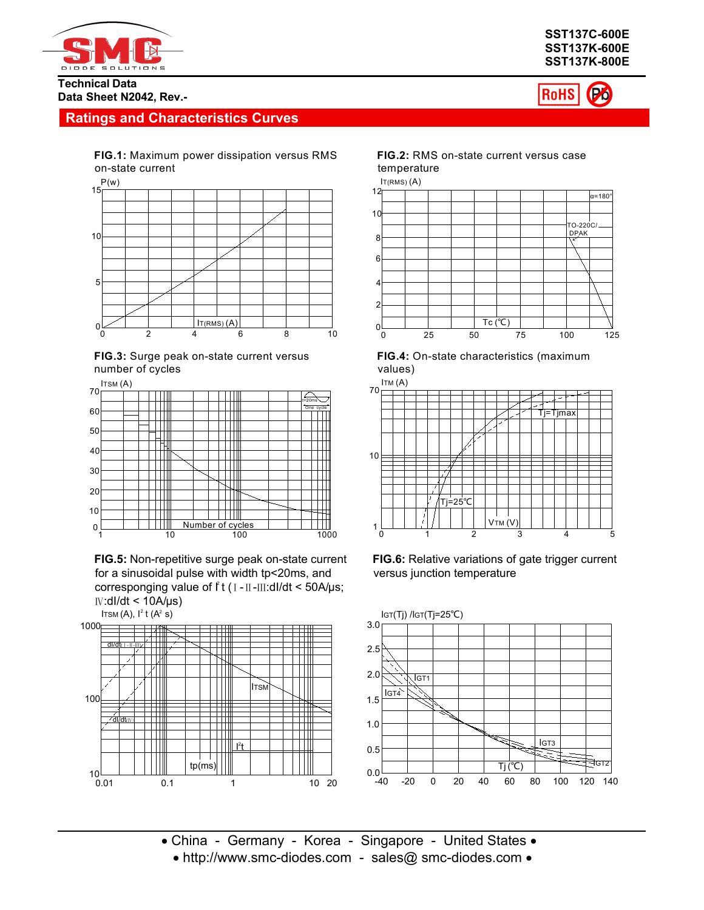SST137C-600E
SST137K-600E
SST137K-800E

Technical Data
Data Sheet N2042, Rev.-

## Ratings and Characteristics Curves

**FIG.1:** Maximum power dissipation versus RMS on-state current

**FIG.2:** RMS on-state current versus case temperature

**FIG.3:** Surge peak on-state current versus number of cycles

**FIG.4:** On-state characteristics (maximum values)

**FIG.5:** Non-repetitive surge peak on-state current for a sinusoidal pulse with width tp<20ms, and corresponging value of $I^2t$ (Ⅰ-Ⅱ-Ⅲ:dI/dt < 50A/μs; Ⅳ:dI/dt < 10A/μs)

**FIG.6:** Relative variations of gate trigger current versus junction temperature

• China - Germany - Korea - Singapore - United States •
• http://www.smc-diodes.com - sales@ smc-diodes.com •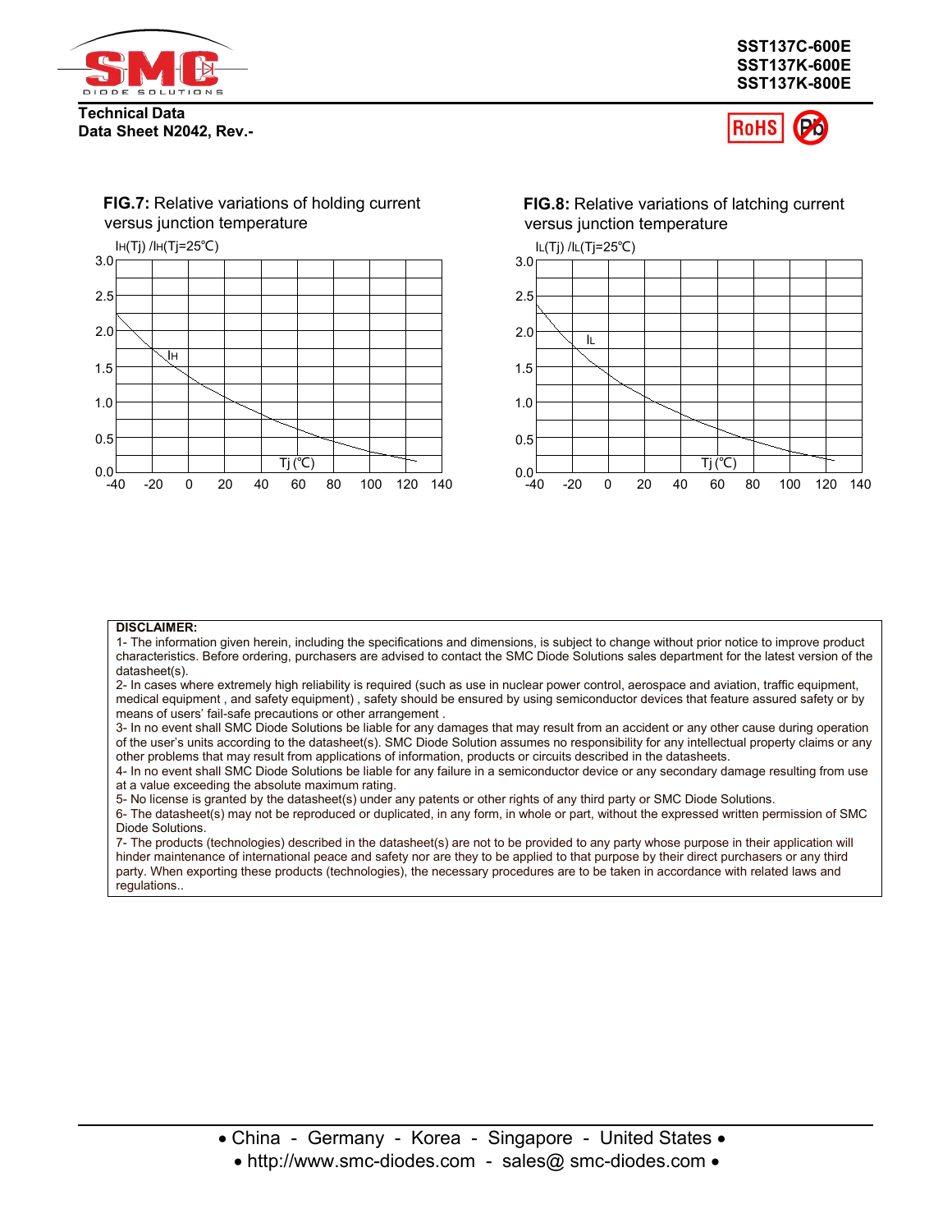**FIG.7:** Relative variations of holding current versus junction temperature

$I_H(T_j)$ / $I_H(T_j=25℃)$

3.0
2.5
2.0
1.5
1.0
0.5
0.0

$I_H$

Tj (℃)

-40 -20 0 20 40 60 80 100 120 140

**FIG.8:** Relative variations of latching current versus junction temperature

$I_L(T_j)$ / $I_L(T_j=25℃)$

3.0
2.5
2.0
1.5
1.0
0.5
0.0

$I_L$

Tj (℃)

-40 -20 0 20 40 60 80 100 120 140

**DISCLAIMER:**

1- The information given herein, including the specifications and dimensions, is subject to change without prior notice to improve product characteristics. Before ordering, purchasers are advised to contact the SMC Diode Solutions sales department for the latest version of the datasheet(s).

2- In cases where extremely high reliability is required (such as use in nuclear power control, aerospace and aviation, traffic equipment, medical equipment , and safety equipment) , safety should be ensured by using semiconductor devices that feature assured safety or by means of users' fail-safe precautions or other arrangement .

3- In no event shall SMC Diode Solutions be liable for any damages that may result from an accident or any other cause during operation of the user's units according to the datasheet(s). SMC Diode Solution assumes no responsibility for any intellectual property claims or any other problems that may result from applications of information, products or circuits described in the datasheets.

4- In no event shall SMC Diode Solutions be liable for any failure in a semiconductor device or any secondary damage resulting from use at a value exceeding the absolute maximum rating.

5- No license is granted by the datasheet(s) under any patents or other rights of any third party or SMC Diode Solutions.

6- The datasheet(s) may not be reproduced or duplicated, in any form, in whole or part, without the expressed written permission of SMC Diode Solutions.

7- The products (technologies) described in the datasheet(s) are not to be provided to any party whose purpose in their application will hinder maintenance of international peace and safety nor are they to be applied to that purpose by their direct purchasers or any third party. When exporting these products (technologies), the necessary procedures are to be taken in accordance with related laws and regulations..